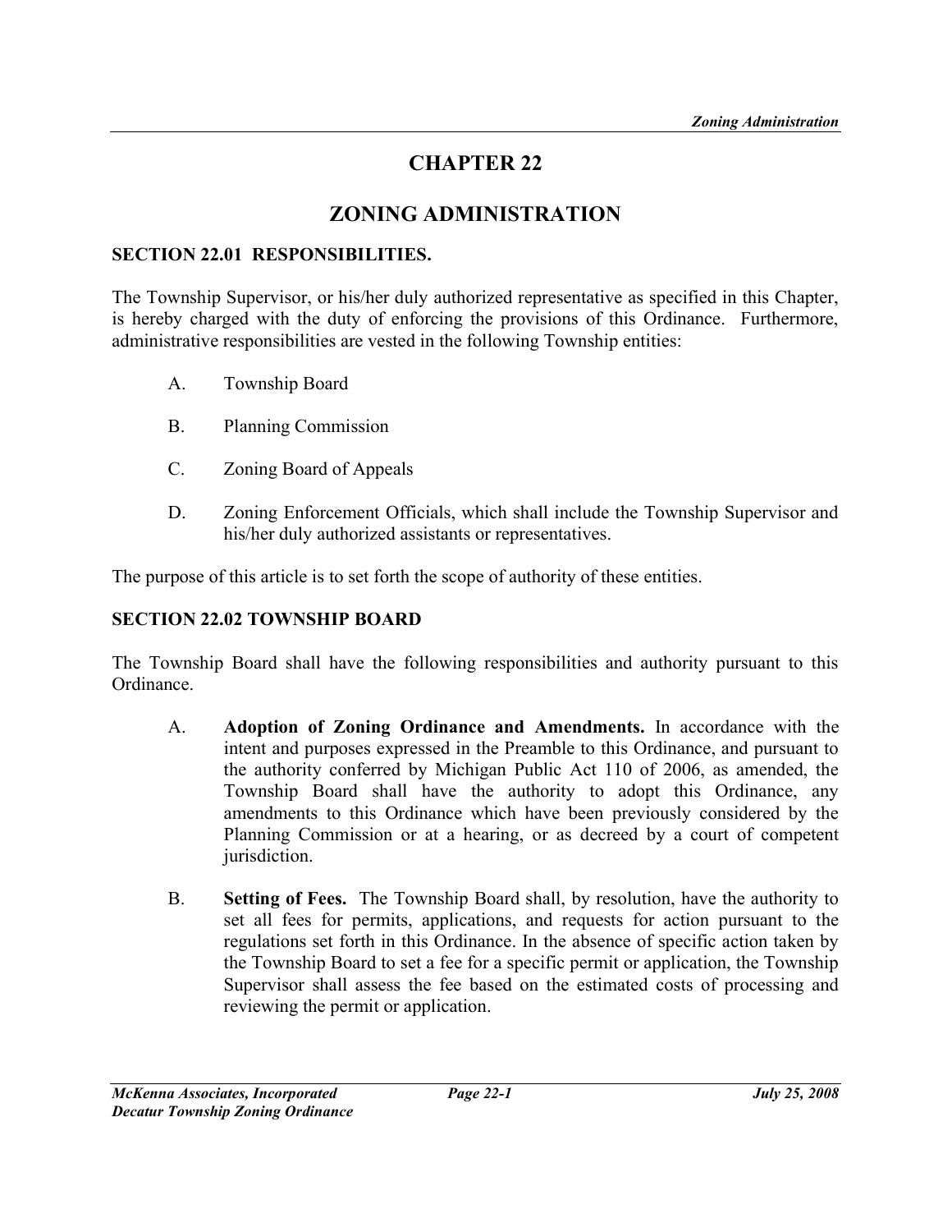# CHAPTER 22

# ZONING ADMINISTRATION

### SECTION 22.01 RESPONSIBILITIES.

The Township Supervisor, or his/her duly authorized representative as specified in this Chapter, is hereby charged with the duty of enforcing the provisions of this Ordinance. Furthermore, administrative responsibilities are vested in the following Township entities:

A. Township Board

B. Planning Commission

C. Zoning Board of Appeals

D. Zoning Enforcement Officials, which shall include the Township Supervisor and his/her duly authorized assistants or representatives.

The purpose of this article is to set forth the scope of authority of these entities.

### SECTION 22.02 TOWNSHIP BOARD

The Township Board shall have the following responsibilities and authority pursuant to this Ordinance.

A. **Adoption of Zoning Ordinance and Amendments.** In accordance with the intent and purposes expressed in the Preamble to this Ordinance, and pursuant to the authority conferred by Michigan Public Act 110 of 2006, as amended, the Township Board shall have the authority to adopt this Ordinance, any amendments to this Ordinance which have been previously considered by the Planning Commission or at a hearing, or as decreed by a court of competent jurisdiction.

B. **Setting of Fees.** The Township Board shall, by resolution, have the authority to set all fees for permits, applications, and requests for action pursuant to the regulations set forth in this Ordinance. In the absence of specific action taken by the Township Board to set a fee for a specific permit or application, the Township Supervisor shall assess the fee based on the estimated costs of processing and reviewing the permit or application.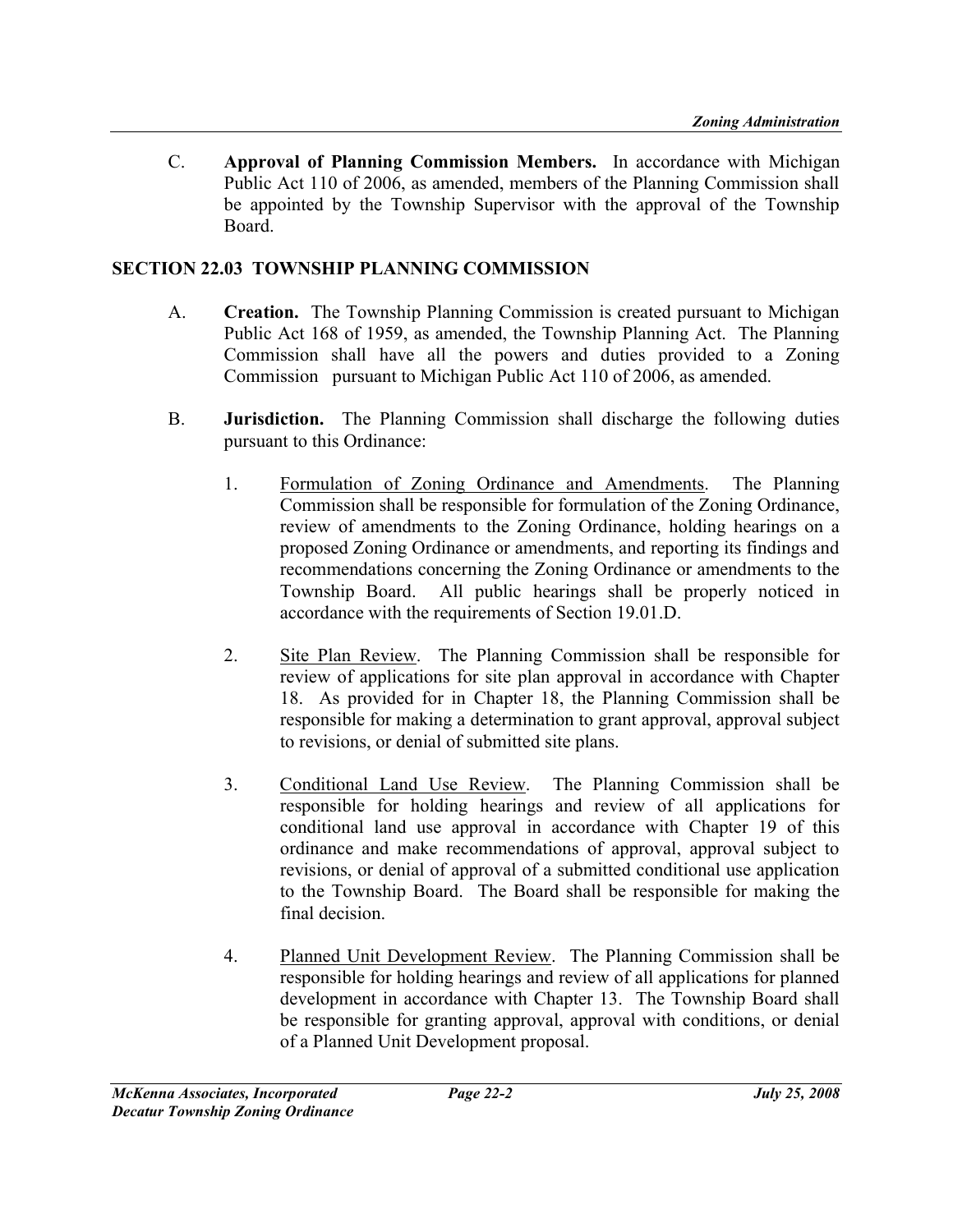C. **Approval of Planning Commission Members.** In accordance with Michigan Public Act 110 of 2006, as amended, members of the Planning Commission shall be appointed by the Township Supervisor with the approval of the Township Board.

## SECTION 22.03 TOWNSHIP PLANNING COMMISSION

A. **Creation.** The Township Planning Commission is created pursuant to Michigan Public Act 168 of 1959, as amended, the Township Planning Act. The Planning Commission shall have all the powers and duties provided to a Zoning Commission pursuant to Michigan Public Act 110 of 2006, as amended.

B. **Jurisdiction.** The Planning Commission shall discharge the following duties pursuant to this Ordinance:

1. Formulation of Zoning Ordinance and Amendments. The Planning Commission shall be responsible for formulation of the Zoning Ordinance, review of amendments to the Zoning Ordinance, holding hearings on a proposed Zoning Ordinance or amendments, and reporting its findings and recommendations concerning the Zoning Ordinance or amendments to the Township Board. All public hearings shall be properly noticed in accordance with the requirements of Section 19.01.D.

2. Site Plan Review. The Planning Commission shall be responsible for review of applications for site plan approval in accordance with Chapter 18. As provided for in Chapter 18, the Planning Commission shall be responsible for making a determination to grant approval, approval subject to revisions, or denial of submitted site plans.

3. Conditional Land Use Review. The Planning Commission shall be responsible for holding hearings and review of all applications for conditional land use approval in accordance with Chapter 19 of this ordinance and make recommendations of approval, approval subject to revisions, or denial of approval of a submitted conditional use application to the Township Board. The Board shall be responsible for making the final decision.

4. Planned Unit Development Review. The Planning Commission shall be responsible for holding hearings and review of all applications for planned development in accordance with Chapter 13. The Township Board shall be responsible for granting approval, approval with conditions, or denial of a Planned Unit Development proposal.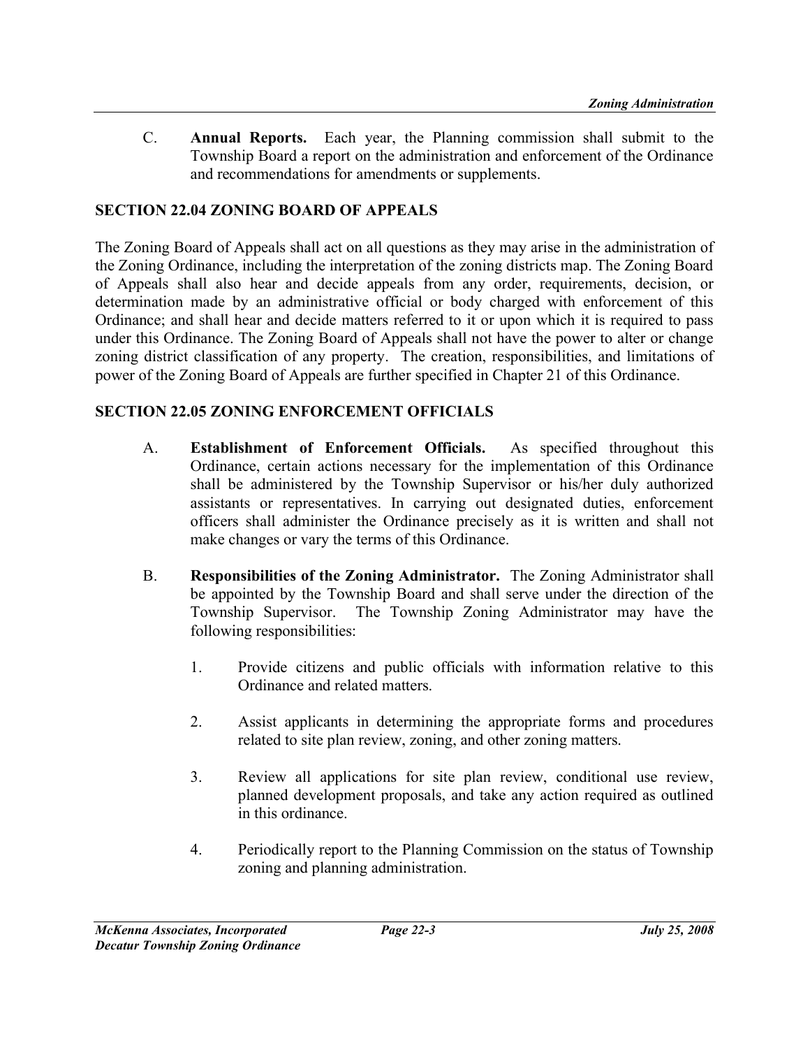C. **Annual Reports.** Each year, the Planning commission shall submit to the Township Board a report on the administration and enforcement of the Ordinance and recommendations for amendments or supplements.

## SECTION 22.04 ZONING BOARD OF APPEALS

The Zoning Board of Appeals shall act on all questions as they may arise in the administration of the Zoning Ordinance, including the interpretation of the zoning districts map. The Zoning Board of Appeals shall also hear and decide appeals from any order, requirements, decision, or determination made by an administrative official or body charged with enforcement of this Ordinance; and shall hear and decide matters referred to it or upon which it is required to pass under this Ordinance. The Zoning Board of Appeals shall not have the power to alter or change zoning district classification of any property. The creation, responsibilities, and limitations of power of the Zoning Board of Appeals are further specified in Chapter 21 of this Ordinance.

## SECTION 22.05 ZONING ENFORCEMENT OFFICIALS

A. **Establishment of Enforcement Officials.** As specified throughout this Ordinance, certain actions necessary for the implementation of this Ordinance shall be administered by the Township Supervisor or his/her duly authorized assistants or representatives. In carrying out designated duties, enforcement officers shall administer the Ordinance precisely as it is written and shall not make changes or vary the terms of this Ordinance.

B. **Responsibilities of the Zoning Administrator.** The Zoning Administrator shall be appointed by the Township Board and shall serve under the direction of the Township Supervisor. The Township Zoning Administrator may have the following responsibilities:

1. Provide citizens and public officials with information relative to this Ordinance and related matters.

2. Assist applicants in determining the appropriate forms and procedures related to site plan review, zoning, and other zoning matters.

3. Review all applications for site plan review, conditional use review, planned development proposals, and take any action required as outlined in this ordinance.

4. Periodically report to the Planning Commission on the status of Township zoning and planning administration.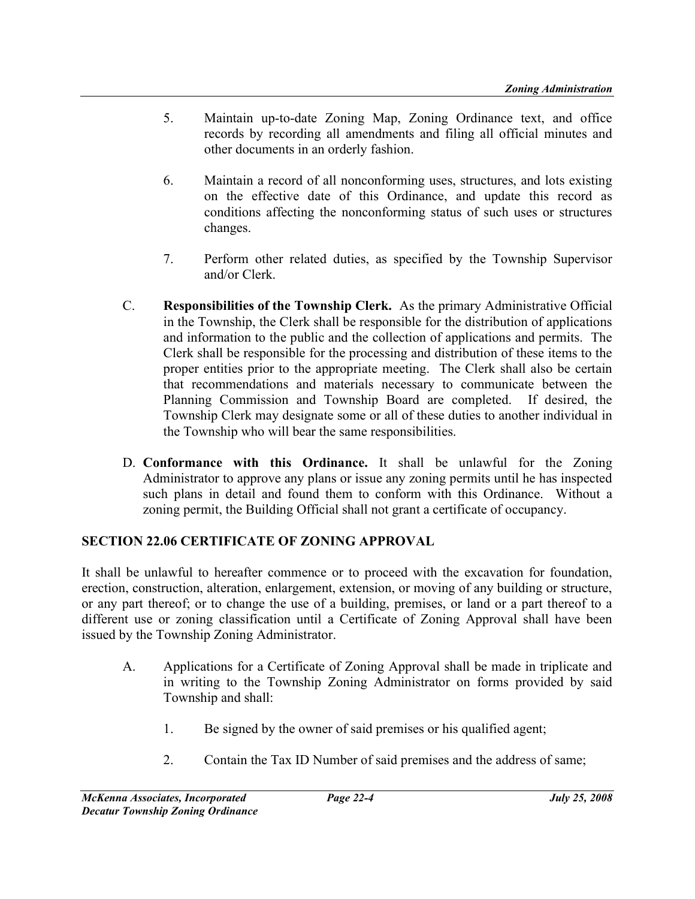5. Maintain up-to-date Zoning Map, Zoning Ordinance text, and office records by recording all amendments and filing all official minutes and other documents in an orderly fashion.

6. Maintain a record of all nonconforming uses, structures, and lots existing on the effective date of this Ordinance, and update this record as conditions affecting the nonconforming status of such uses or structures changes.

7. Perform other related duties, as specified by the Township Supervisor and/or Clerk.

C. **Responsibilities of the Township Clerk.** As the primary Administrative Official in the Township, the Clerk shall be responsible for the distribution of applications and information to the public and the collection of applications and permits. The Clerk shall be responsible for the processing and distribution of these items to the proper entities prior to the appropriate meeting. The Clerk shall also be certain that recommendations and materials necessary to communicate between the Planning Commission and Township Board are completed. If desired, the Township Clerk may designate some or all of these duties to another individual in the Township who will bear the same responsibilities.

D. **Conformance with this Ordinance.** It shall be unlawful for the Zoning Administrator to approve any plans or issue any zoning permits until he has inspected such plans in detail and found them to conform with this Ordinance. Without a zoning permit, the Building Official shall not grant a certificate of occupancy.

## SECTION 22.06 CERTIFICATE OF ZONING APPROVAL

It shall be unlawful to hereafter commence or to proceed with the excavation for foundation, erection, construction, alteration, enlargement, extension, or moving of any building or structure, or any part thereof; or to change the use of a building, premises, or land or a part thereof to a different use or zoning classification until a Certificate of Zoning Approval shall have been issued by the Township Zoning Administrator.

A. Applications for a Certificate of Zoning Approval shall be made in triplicate and in writing to the Township Zoning Administrator on forms provided by said Township and shall:

1. Be signed by the owner of said premises or his qualified agent;

2. Contain the Tax ID Number of said premises and the address of same;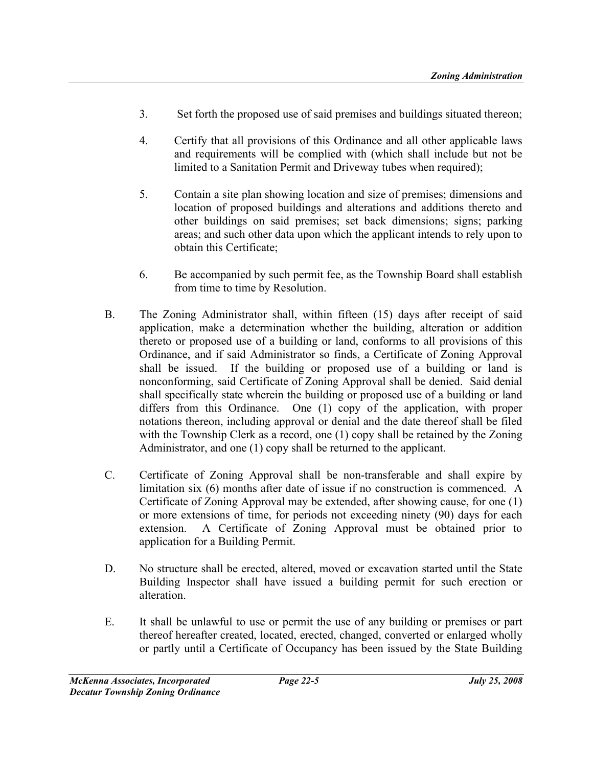3. Set forth the proposed use of said premises and buildings situated thereon;

4. Certify that all provisions of this Ordinance and all other applicable laws and requirements will be complied with (which shall include but not be limited to a Sanitation Permit and Driveway tubes when required);

5. Contain a site plan showing location and size of premises; dimensions and location of proposed buildings and alterations and additions thereto and other buildings on said premises; set back dimensions; signs; parking areas; and such other data upon which the applicant intends to rely upon to obtain this Certificate;

6. Be accompanied by such permit fee, as the Township Board shall establish from time to time by Resolution.

B. The Zoning Administrator shall, within fifteen (15) days after receipt of said application, make a determination whether the building, alteration or addition thereto or proposed use of a building or land, conforms to all provisions of this Ordinance, and if said Administrator so finds, a Certificate of Zoning Approval shall be issued. If the building or proposed use of a building or land is nonconforming, said Certificate of Zoning Approval shall be denied. Said denial shall specifically state wherein the building or proposed use of a building or land differs from this Ordinance. One (1) copy of the application, with proper notations thereon, including approval or denial and the date thereof shall be filed with the Township Clerk as a record, one (1) copy shall be retained by the Zoning Administrator, and one (1) copy shall be returned to the applicant.

C. Certificate of Zoning Approval shall be non-transferable and shall expire by limitation six (6) months after date of issue if no construction is commenced. A Certificate of Zoning Approval may be extended, after showing cause, for one (1) or more extensions of time, for periods not exceeding ninety (90) days for each extension. A Certificate of Zoning Approval must be obtained prior to application for a Building Permit.

D. No structure shall be erected, altered, moved or excavation started until the State Building Inspector shall have issued a building permit for such erection or alteration.

E. It shall be unlawful to use or permit the use of any building or premises or part thereof hereafter created, located, erected, changed, converted or enlarged wholly or partly until a Certificate of Occupancy has been issued by the State Building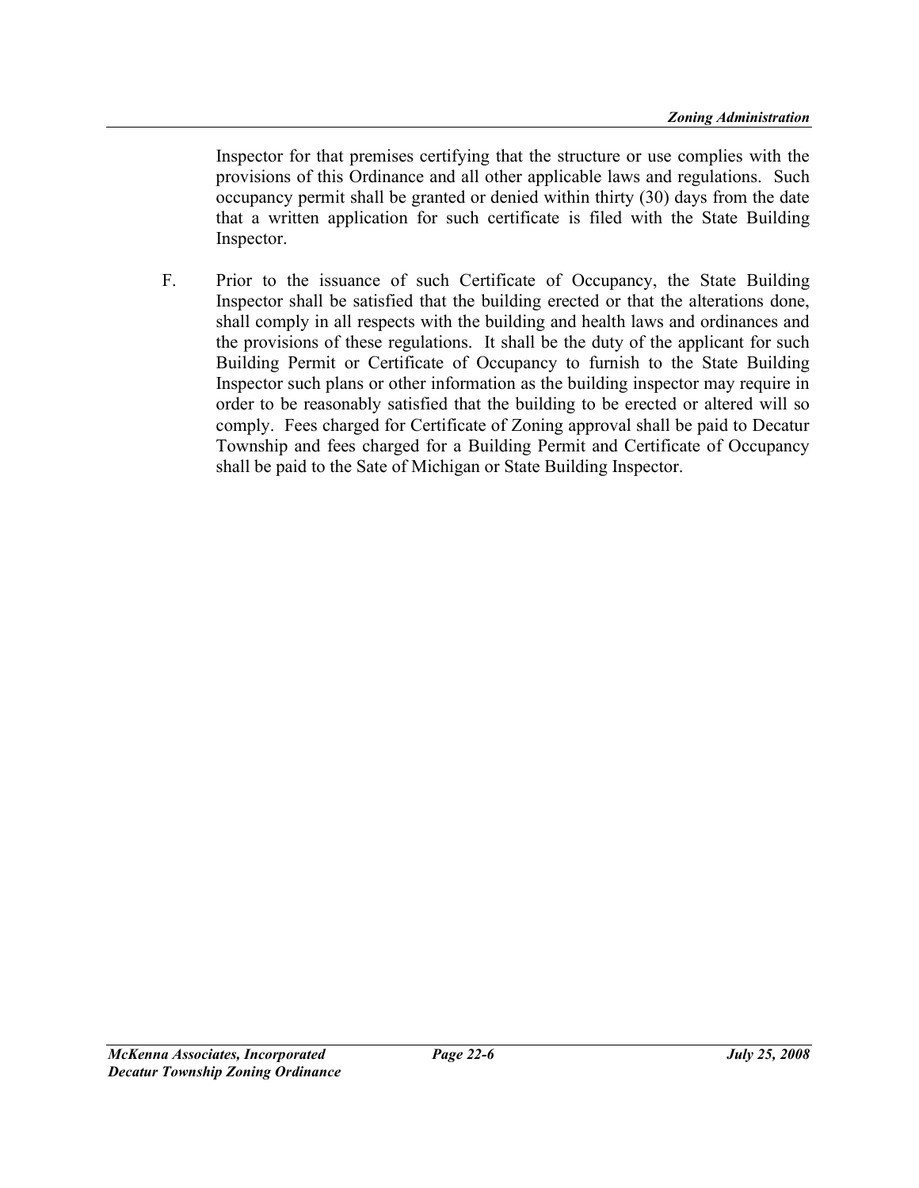Inspector for that premises certifying that the structure or use complies with the provisions of this Ordinance and all other applicable laws and regulations. Such occupancy permit shall be granted or denied within thirty (30) days from the date that a written application for such certificate is filed with the State Building Inspector.

F. Prior to the issuance of such Certificate of Occupancy, the State Building Inspector shall be satisfied that the building erected or that the alterations done, shall comply in all respects with the building and health laws and ordinances and the provisions of these regulations. It shall be the duty of the applicant for such Building Permit or Certificate of Occupancy to furnish to the State Building Inspector such plans or other information as the building inspector may require in order to be reasonably satisfied that the building to be erected or altered will so comply. Fees charged for Certificate of Zoning approval shall be paid to Decatur Township and fees charged for a Building Permit and Certificate of Occupancy shall be paid to the Sate of Michigan or State Building Inspector.